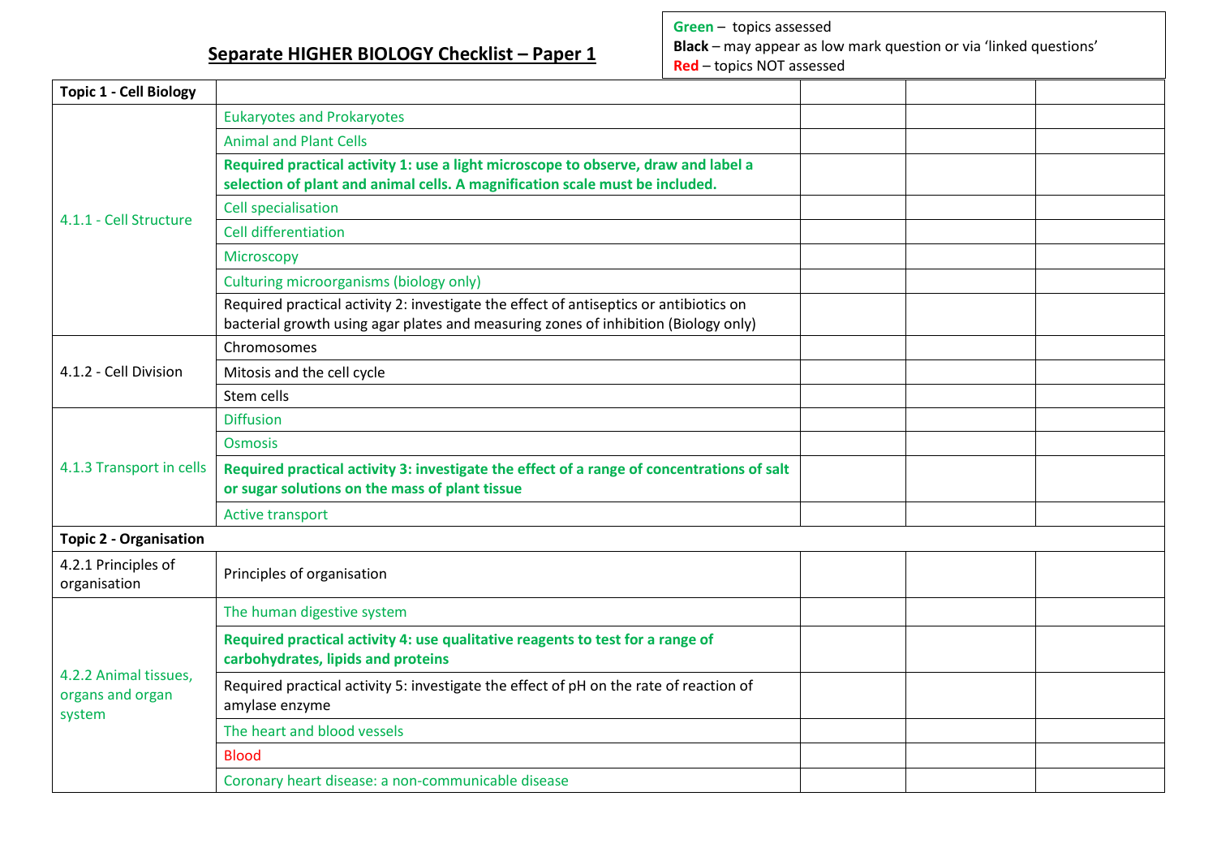## Separate HIGHER BIOLOGY Checklist – Paper 1

**Green** – topics assessed
**Black** – may appear as low mark question or via 'linked questions'
**Red** – topics NOT assessed

| **Topic 1 - Cell Biology** | | | | |
|---|---|---|---|---|
| 4.1.1 - Cell Structure | Eukaryotes and Prokaryotes | | | |
| | Animal and Plant Cells | | | |
| | **Required practical activity 1: use a light microscope to observe, draw and label a selection of plant and animal cells. A magnification scale must be included.** | | | |
| | Cell specialisation | | | |
| | Cell differentiation | | | |
| | Microscopy | | | |
| | Culturing microorganisms (biology only) | | | |
| | Required practical activity 2: investigate the effect of antiseptics or antibiotics on bacterial growth using agar plates and measuring zones of inhibition (Biology only) | | | |
| 4.1.2 - Cell Division | Chromosomes | | | |
| | Mitosis and the cell cycle | | | |
| | Stem cells | | | |
| 4.1.3 Transport in cells | Diffusion | | | |
| | Osmosis | | | |
| | **Required practical activity 3: investigate the effect of a range of concentrations of salt or sugar solutions on the mass of plant tissue** | | | |
| | Active transport | | | |
| **Topic 2 - Organisation** | | | | |
| 4.2.1 Principles of organisation | Principles of organisation | | | |
| 4.2.2 Animal tissues, organs and organ system | The human digestive system | | | |
| | **Required practical activity 4: use qualitative reagents to test for a range of carbohydrates, lipids and proteins** | | | |
| | Required practical activity 5: investigate the effect of pH on the rate of reaction of amylase enzyme | | | |
| | The heart and blood vessels | | | |
| | Blood | | | |
| | Coronary heart disease: a non-communicable disease | | | |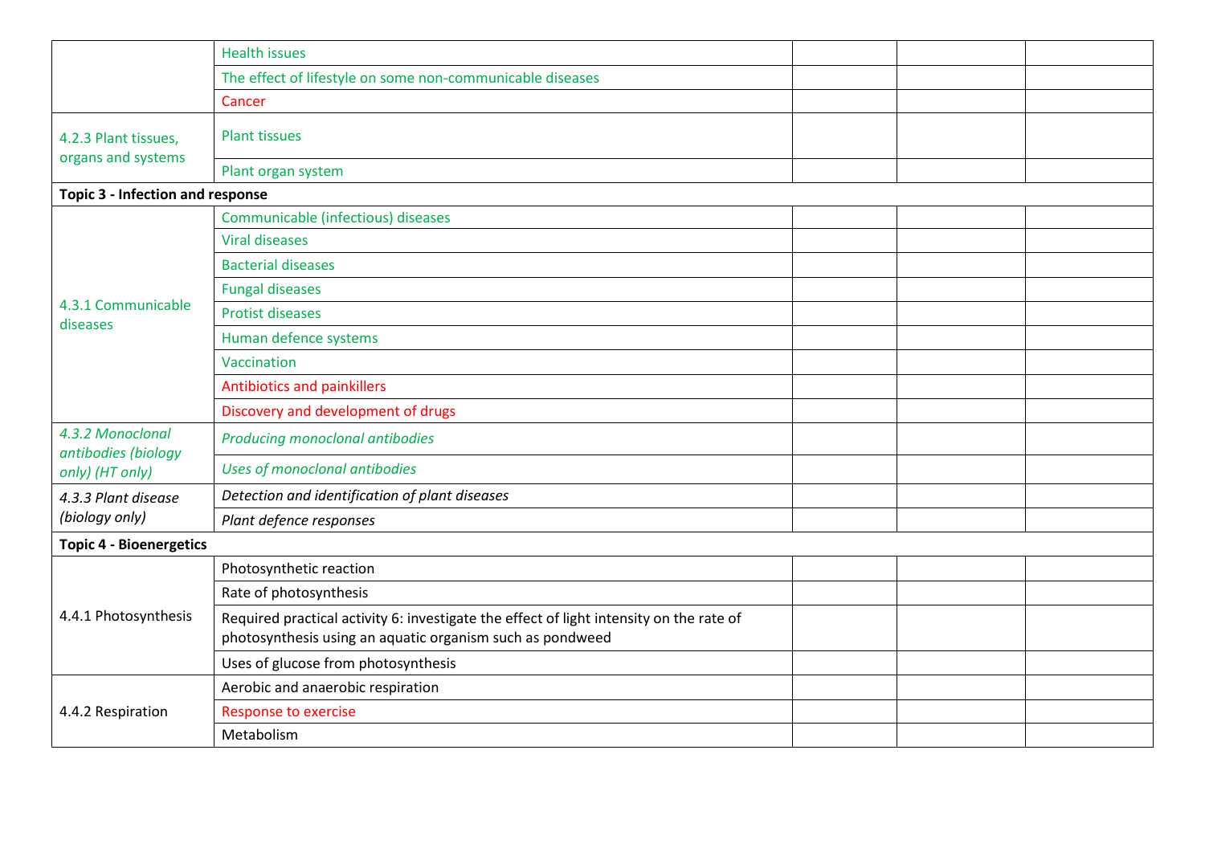| | | | | |
|---|---|---|---|---|
| | Health issues | | | |
| | The effect of lifestyle on some non-communicable diseases | | | |
| | Cancer | | | |
| 4.2.3 Plant tissues, organs and systems | Plant tissues | | | |
| | Plant organ system | | | |
| **Topic 3 - Infection and response** | | | | |
| 4.3.1 Communicable diseases | Communicable (infectious) diseases | | | |
| | Viral diseases | | | |
| | Bacterial diseases | | | |
| | Fungal diseases | | | |
| | Protist diseases | | | |
| | Human defence systems | | | |
| | Vaccination | | | |
| | Antibiotics and painkillers | | | |
| | Discovery and development of drugs | | | |
| *4.3.2 Monoclonal antibodies (biology only) (HT only)* | *Producing monoclonal antibodies* | | | |
| | *Uses of monoclonal antibodies* | | | |
| *4.3.3 Plant disease (biology only)* | *Detection and identification of plant diseases* | | | |
| | *Plant defence responses* | | | |
| **Topic 4 - Bioenergetics** | | | | |
| 4.4.1 Photosynthesis | Photosynthetic reaction | | | |
| | Rate of photosynthesis | | | |
| | Required practical activity 6: investigate the effect of light intensity on the rate of photosynthesis using an aquatic organism such as pondweed | | | |
| | Uses of glucose from photosynthesis | | | |
| 4.4.2 Respiration | Aerobic and anaerobic respiration | | | |
| | Response to exercise | | | |
| | Metabolism | | | |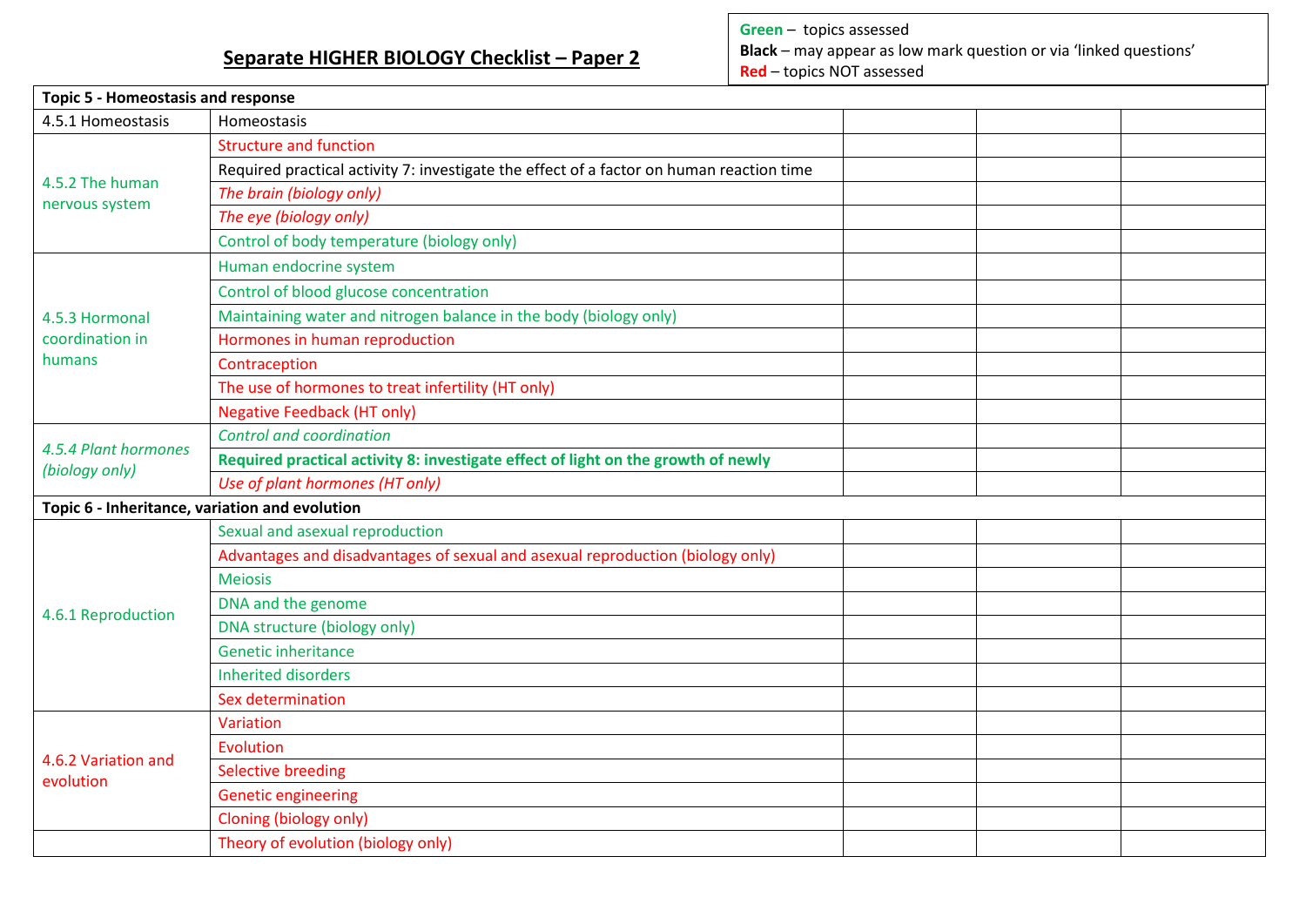# Separate HIGHER BIOLOGY Checklist – Paper 2

**Green** – topics assessed
**Black** – may appear as low mark question or via 'linked questions'
**Red** – topics NOT assessed

| **Topic 5 - Homeostasis and response** | | | | |
|---|---|---|---|---|
| 4.5.1 Homeostasis | Homeostasis | | | |
| 4.5.2 The human nervous system | Structure and function | | | |
| | Required practical activity 7: investigate the effect of a factor on human reaction time | | | |
| | *The brain (biology only)* | | | |
| | *The eye (biology only)* | | | |
| | Control of body temperature (biology only) | | | |
| 4.5.3 Hormonal coordination in humans | Human endocrine system | | | |
| | Control of blood glucose concentration | | | |
| | Maintaining water and nitrogen balance in the body (biology only) | | | |
| | Hormones in human reproduction | | | |
| | Contraception | | | |
| | The use of hormones to treat infertility (HT only) | | | |
| | Negative Feedback (HT only) | | | |
| *4.5.4 Plant hormones (biology only)* | *Control and coordination* | | | |
| | **Required practical activity 8: investigate effect of light on the growth of newly** | | | |
| | *Use of plant hormones (HT only)* | | | |
| **Topic 6 - Inheritance, variation and evolution** | | | | |
| 4.6.1 Reproduction | Sexual and asexual reproduction | | | |
| | Advantages and disadvantages of sexual and asexual reproduction (biology only) | | | |
| | Meiosis | | | |
| | DNA and the genome | | | |
| | DNA structure (biology only) | | | |
| | Genetic inheritance | | | |
| | Inherited disorders | | | |
| | Sex determination | | | |
| 4.6.2 Variation and evolution | Variation | | | |
| | Evolution | | | |
| | Selective breeding | | | |
| | Genetic engineering | | | |
| | Cloning (biology only) | | | |
| | Theory of evolution (biology only) | | | |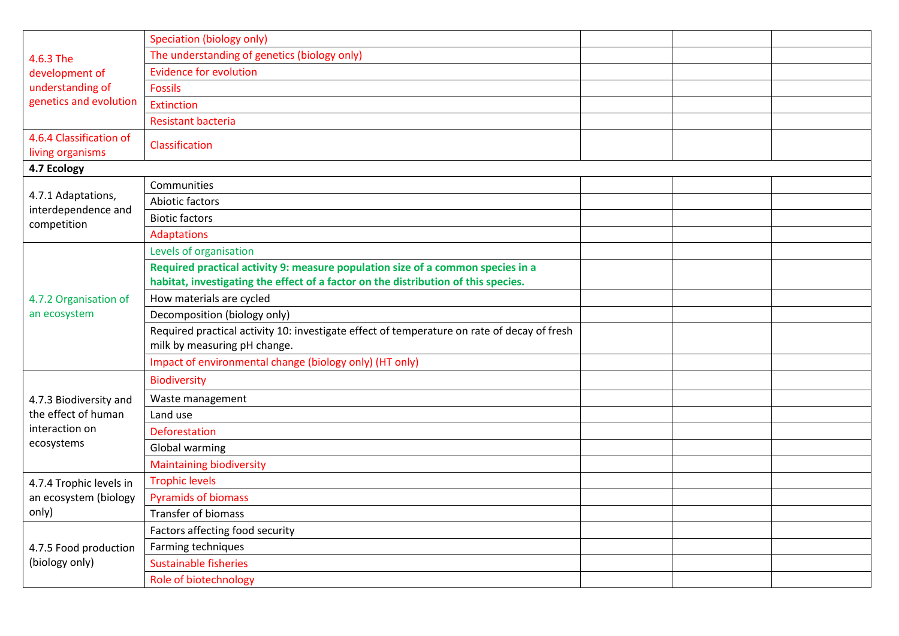| | | | | |
|---|---|---|---|---|
| 4.6.3 The development of understanding of genetics and evolution | Speciation (biology only) | | | |
| | The understanding of genetics (biology only) | | | |
| | Evidence for evolution | | | |
| | Fossils | | | |
| | Extinction | | | |
| | Resistant bacteria | | | |
| 4.6.4 Classification of living organisms | Classification | | | |
| **4.7 Ecology** | | | | |
| 4.7.1 Adaptations, interdependence and competition | Communities | | | |
| | Abiotic factors | | | |
| | Biotic factors | | | |
| | Adaptations | | | |
| 4.7.2 Organisation of an ecosystem | Levels of organisation | | | |
| | **Required practical activity 9: measure population size of a common species in a habitat, investigating the effect of a factor on the distribution of this species.** | | | |
| | How materials are cycled | | | |
| | Decomposition (biology only) | | | |
| | Required practical activity 10: investigate effect of temperature on rate of decay of fresh milk by measuring pH change. | | | |
| | Impact of environmental change (biology only) (HT only) | | | |
| 4.7.3 Biodiversity and the effect of human interaction on ecosystems | Biodiversity | | | |
| | Waste management | | | |
| | Land use | | | |
| | Deforestation | | | |
| | Global warming | | | |
| | Maintaining biodiversity | | | |
| 4.7.4 Trophic levels in an ecosystem (biology only) | Trophic levels | | | |
| | Pyramids of biomass | | | |
| | Transfer of biomass | | | |
| 4.7.5 Food production (biology only) | Factors affecting food security | | | |
| | Farming techniques | | | |
| | Sustainable fisheries | | | |
| | Role of biotechnology | | | |